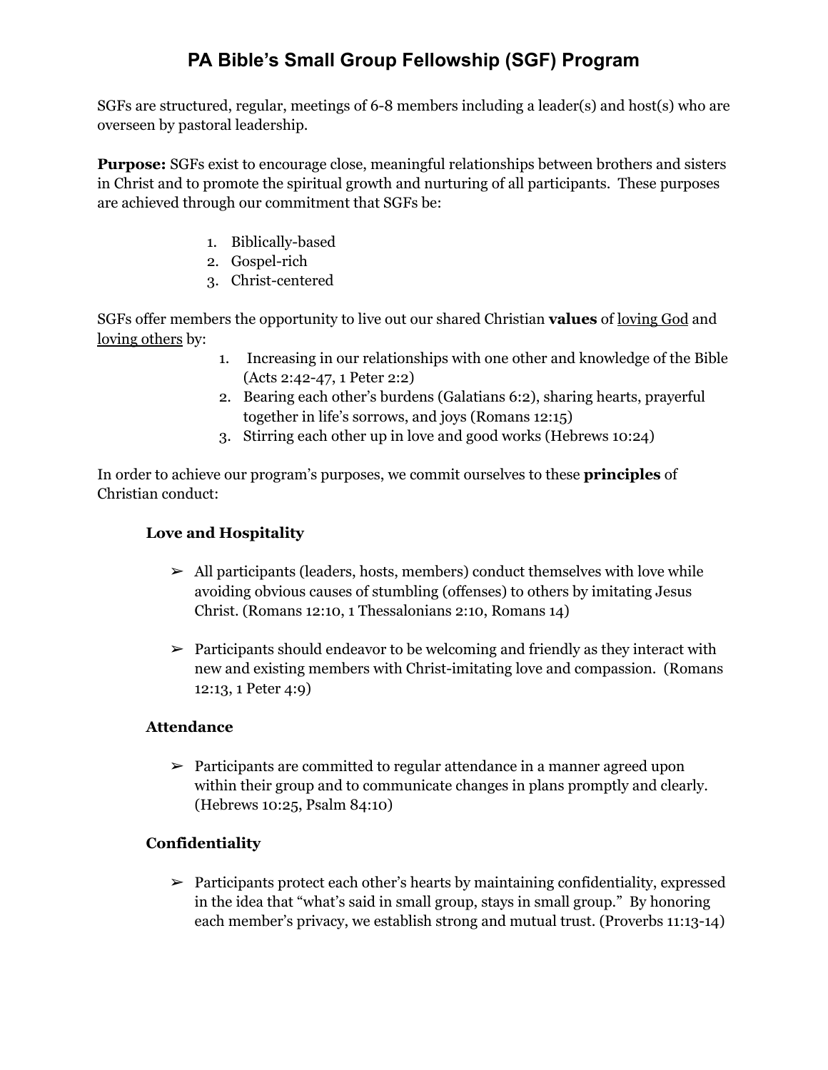# PA Bible's Small Group Fellowship (SGF) Program

SGFs are structured, regular, meetings of 6-8 members including a leader(s) and host(s) who are overseen by pastoral leadership.

**Purpose:** SGFs exist to encourage close, meaningful relationships between brothers and sisters in Christ and to promote the spiritual growth and nurturing of all participants. These purposes are achieved through our commitment that SGFs be:

1. Biblically-based
2. Gospel-rich
3. Christ-centered

SGFs offer members the opportunity to live out our shared Christian **values** of <u>loving God</u> and <u>loving others</u> by:

1. Increasing in our relationships with one other and knowledge of the Bible (Acts 2:42-47, 1 Peter 2:2)
2. Bearing each other's burdens (Galatians 6:2), sharing hearts, prayerful together in life's sorrows, and joys (Romans 12:15)
3. Stirring each other up in love and good works (Hebrews 10:24)

In order to achieve our program's purposes, we commit ourselves to these **principles** of Christian conduct:

### Love and Hospitality

- All participants (leaders, hosts, members) conduct themselves with love while avoiding obvious causes of stumbling (offenses) to others by imitating Jesus Christ. (Romans 12:10, 1 Thessalonians 2:10, Romans 14)

- Participants should endeavor to be welcoming and friendly as they interact with new and existing members with Christ-imitating love and compassion. (Romans 12:13, 1 Peter 4:9)

### Attendance

- Participants are committed to regular attendance in a manner agreed upon within their group and to communicate changes in plans promptly and clearly. (Hebrews 10:25, Psalm 84:10)

### Confidentiality

- Participants protect each other's hearts by maintaining confidentiality, expressed in the idea that "what's said in small group, stays in small group." By honoring each member's privacy, we establish strong and mutual trust. (Proverbs 11:13-14)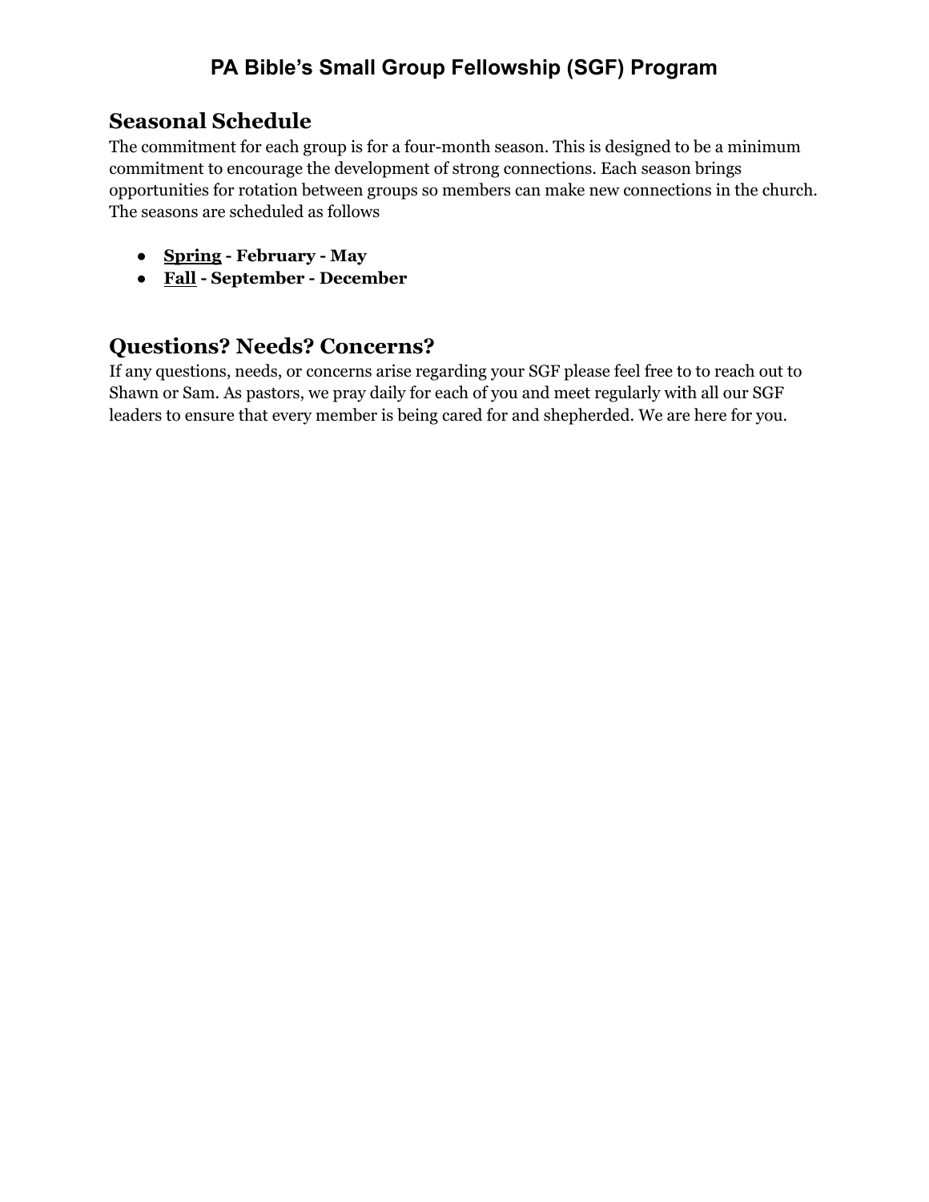# PA Bible's Small Group Fellowship (SGF) Program

## Seasonal Schedule

The commitment for each group is for a four-month season. This is designed to be a minimum commitment to encourage the development of strong connections. Each season brings opportunities for rotation between groups so members can make new connections in the church. The seasons are scheduled as follows

- **Spring - February - May**
- **Fall - September - December**

## Questions? Needs? Concerns?

If any questions, needs, or concerns arise regarding your SGF please feel free to to reach out to Shawn or Sam. As pastors, we pray daily for each of you and meet regularly with all our SGF leaders to ensure that every member is being cared for and shepherded. We are here for you.